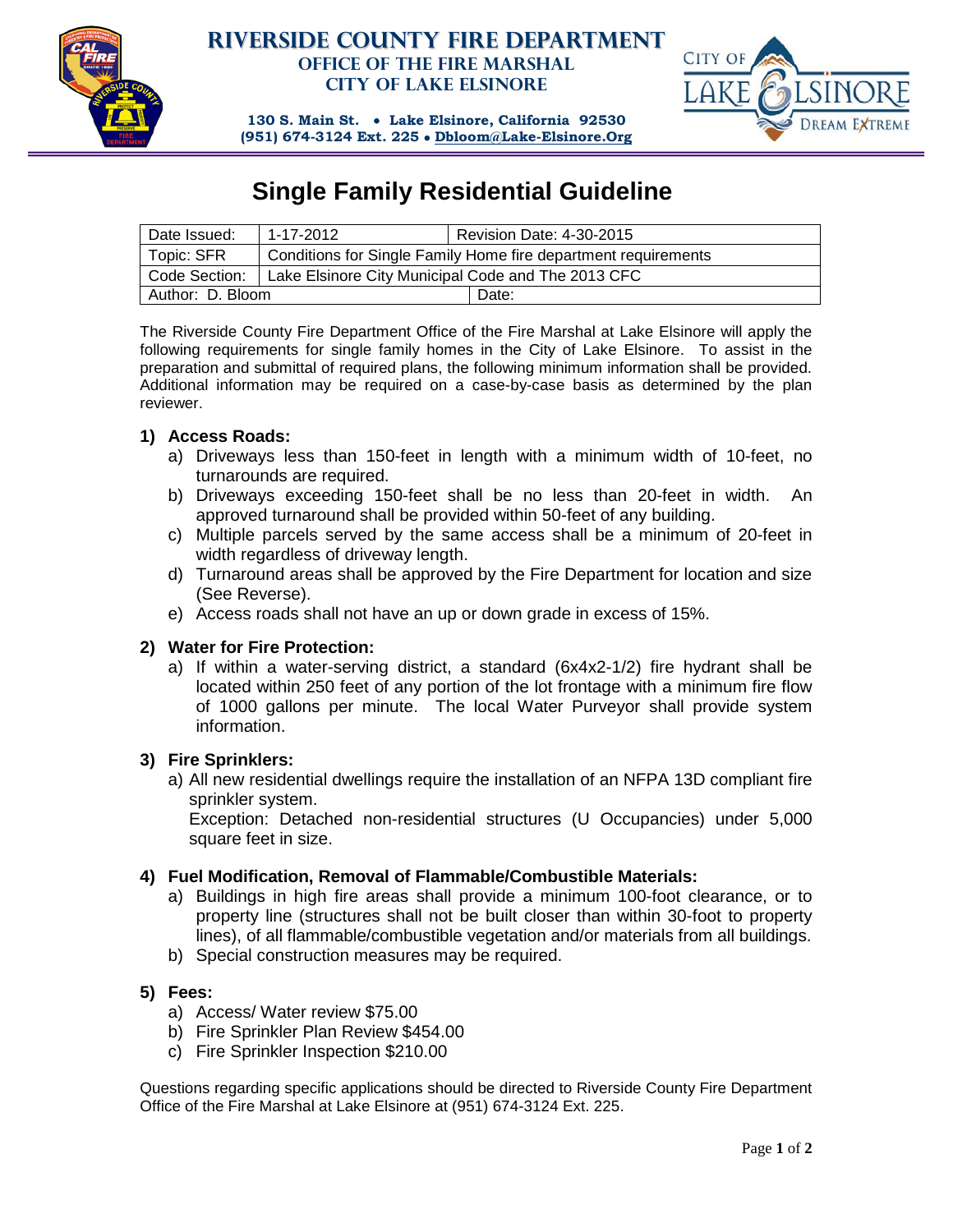**RIVERSIDE COUNTY FIRE DEPARTMENT**
**OFFICE OF THE FIRE MARSHAL**
**CITY OF LAKE ELSINORE**

**130 S. Main St. • Lake Elsinore, California 92530**
**(951) 674-3124 Ext. 225 • Dbloom@Lake-Elsinore.Org**

# Single Family Residential Guideline

| Date Issued: | 1-17-2012 | Revision Date: 4-30-2015 |
|---|---|---|
| Topic: SFR | Conditions for Single Family Home fire department requirements | |
| Code Section: | Lake Elsinore City Municipal Code and The 2013 CFC | |
| Author: D. Bloom | | Date: |

The Riverside County Fire Department Office of the Fire Marshal at Lake Elsinore will apply the following requirements for single family homes in the City of Lake Elsinore. To assist in the preparation and submittal of required plans, the following minimum information shall be provided. Additional information may be required on a case-by-case basis as determined by the plan reviewer.

**1) Access Roads:**

a) Driveways less than 150-feet in length with a minimum width of 10-feet, no turnarounds are required.
b) Driveways exceeding 150-feet shall be no less than 20-feet in width. An approved turnaround shall be provided within 50-feet of any building.
c) Multiple parcels served by the same access shall be a minimum of 20-feet in width regardless of driveway length.
d) Turnaround areas shall be approved by the Fire Department for location and size (See Reverse).
e) Access roads shall not have an up or down grade in excess of 15%.

**2) Water for Fire Protection:**

a) If within a water-serving district, a standard (6x4x2-1/2) fire hydrant shall be located within 250 feet of any portion of the lot frontage with a minimum fire flow of 1000 gallons per minute. The local Water Purveyor shall provide system information.

**3) Fire Sprinklers:**

a) All new residential dwellings require the installation of an NFPA 13D compliant fire sprinkler system.
Exception: Detached non-residential structures (U Occupancies) under 5,000 square feet in size.

**4) Fuel Modification, Removal of Flammable/Combustible Materials:**

a) Buildings in high fire areas shall provide a minimum 100-foot clearance, or to property line (structures shall not be built closer than within 30-foot to property lines), of all flammable/combustible vegetation and/or materials from all buildings.
b) Special construction measures may be required.

**5) Fees:**

a) Access/ Water review $75.00
b) Fire Sprinkler Plan Review $454.00
c) Fire Sprinkler Inspection $210.00

Questions regarding specific applications should be directed to Riverside County Fire Department Office of the Fire Marshal at Lake Elsinore at (951) 674-3124 Ext. 225.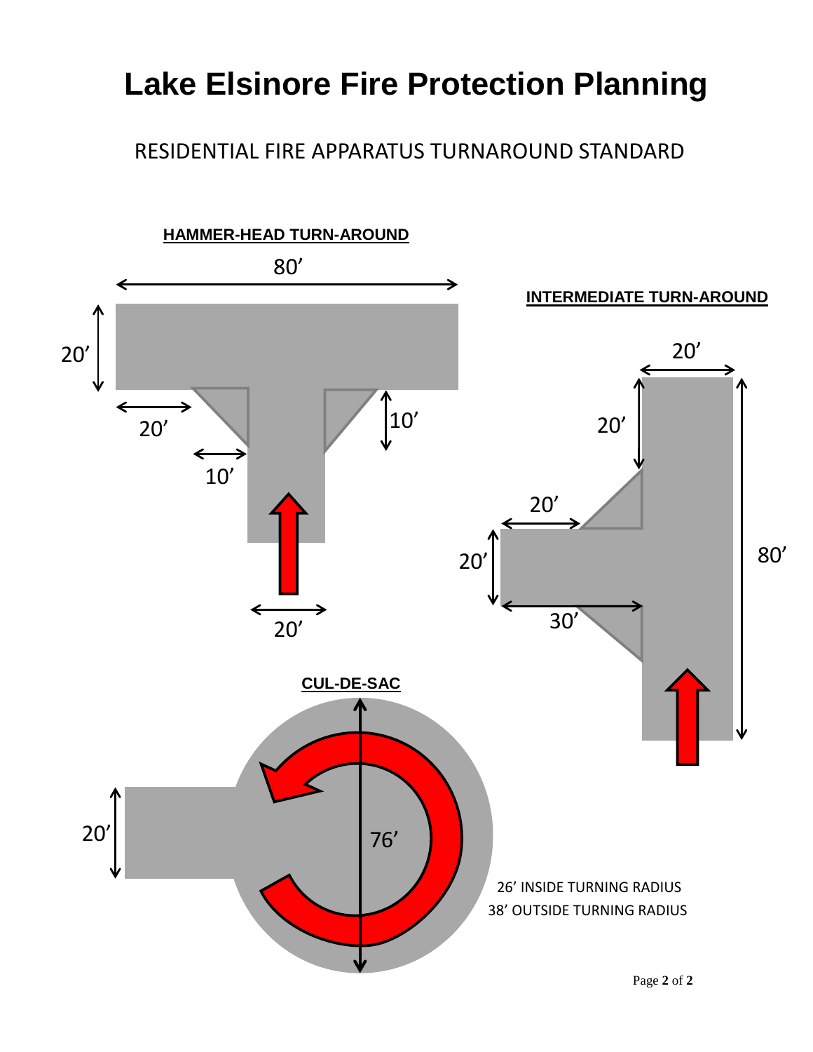# Lake Elsinore Fire Protection Planning

RESIDENTIAL FIRE APPARATUS TURNAROUND STANDARD

**HAMMER-HEAD TURN-AROUND**

80’

20’

20’

10’

10’

20’

**INTERMEDIATE TURN-AROUND**

20’

20’

20’

20’

80’

30’

**CUL-DE-SAC**

20’

76’

26’ INSIDE TURNING RADIUS
38’ OUTSIDE TURNING RADIUS